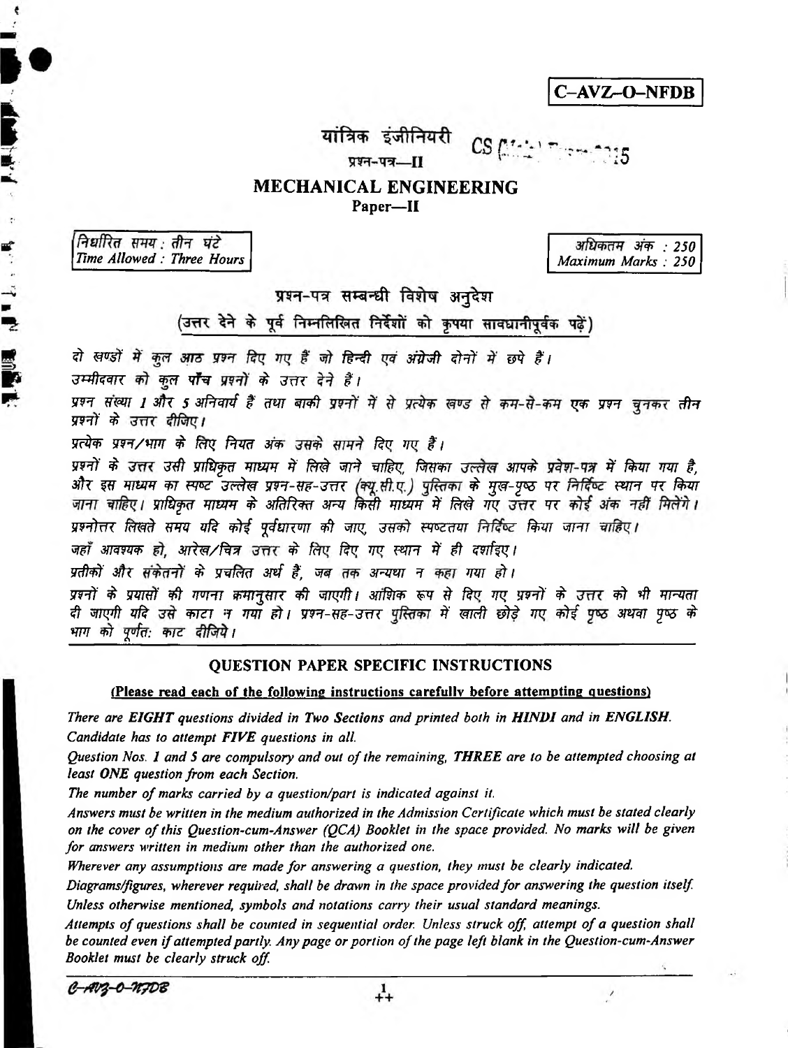C-AVZ-O-NFDB

# यांत्रिक इंजीनियरी

प्रश्न-पत्र—II

CS (Main) Exam 2015

# MECHANICAL ENGINEERING

## Paper—II

| निर्धारित समय : तीन घंटे | अधिकतम अंक : 250 |
|---|---|
| Time Allowed : Three Hours | Maximum Marks : 250 |

### प्रश्न-पत्र सम्बन्धी विशेष अनुदेश

**(उत्तर देने के पूर्व निम्नलिखित निर्देशों को कृपया सावधानीपूर्वक पढ़ें)**

*दो खण्डों में कुल आठ प्रश्न दिए गए हैं जो हिन्दी एवं अंग्रेजी दोनों में छपे हैं।*

*उम्मीदवार को कुल **पाँच** प्रश्नों के उत्तर देने हैं।*

*प्रश्न संख्या 1 और 5 अनिवार्य हैं तथा बाकी प्रश्नों में से प्रत्येक खण्ड से कम-से-कम एक प्रश्न चुनकर तीन प्रश्नों के उत्तर दीजिए।*

*प्रत्येक प्रश्न/भाग के लिए नियत अंक उसके सामने दिए गए हैं।*

*प्रश्नों के उत्तर उसी प्राधिकृत माध्यम में लिखे जाने चाहिए, जिसका उल्लेख आपके प्रवेश-पत्र में किया गया है, और इस माध्यम का स्पष्ट उल्लेख प्रश्न-सह-उत्तर (क्यू.सी.ए.) पुस्तिका के मुख-पृष्ठ पर निर्दिष्ट स्थान पर किया जाना चाहिए। प्राधिकृत माध्यम के अतिरिक्त अन्य किसी माध्यम में लिखे गए उत्तर पर कोई अंक नहीं मिलेंगे।*

*प्रश्नोत्तर लिखते समय यदि कोई पूर्वधारणा की जाए, उसको स्पष्टतया निर्दिष्ट किया जाना चाहिए।*

*जहाँ आवश्यक हो, आरेख/चित्र उत्तर के लिए दिए गए स्थान में ही दर्शाइए।*

*प्रतीकों और संकेतनों के प्रचलित अर्थ हैं, जब तक अन्यथा न कहा गया हो।*

*प्रश्नों के प्रयासों की गणना क्रमानुसार की जाएगी। आंशिक रूप से दिए गए प्रश्नों के उत्तर को भी मान्यता दी जाएगी यदि उसे काटा न गया हो। प्रश्न-सह-उत्तर पुस्तिका में खाली छोड़े गए कोई पृष्ठ अथवा पृष्ठ के भाग को पूर्णतः काट दीजिये।*

### QUESTION PAPER SPECIFIC INSTRUCTIONS

**(Please read each of the following instructions carefully before attempting questions)**

*There are **EIGHT** questions divided in Two Sections and printed both in **HINDI** and in **ENGLISH**.*

*Candidate has to attempt **FIVE** questions in all.*

*Question Nos. 1 and 5 are compulsory and out of the remaining, **THREE** are to be attempted choosing at least **ONE** question from each Section.*

*The number of marks carried by a question/part is indicated against it.*

*Answers must be written in the medium authorized in the Admission Certificate which must be stated clearly on the cover of this Question-cum-Answer (QCA) Booklet in the space provided. No marks will be given for answers written in medium other than the authorized one.*

*Wherever any assumptions are made for answering a question, they must be clearly indicated.*

*Diagrams/figures, wherever required, shall be drawn in the space provided for answering the question itself.*

*Unless otherwise mentioned, symbols and notations carry their usual standard meanings.*

*Attempts of questions shall be counted in sequential order. Unless struck off, attempt of a question shall be counted even if attempted partly. Any page or portion of the page left blank in the Question-cum-Answer Booklet must be clearly struck off.*

C-AVZ-O-NFDB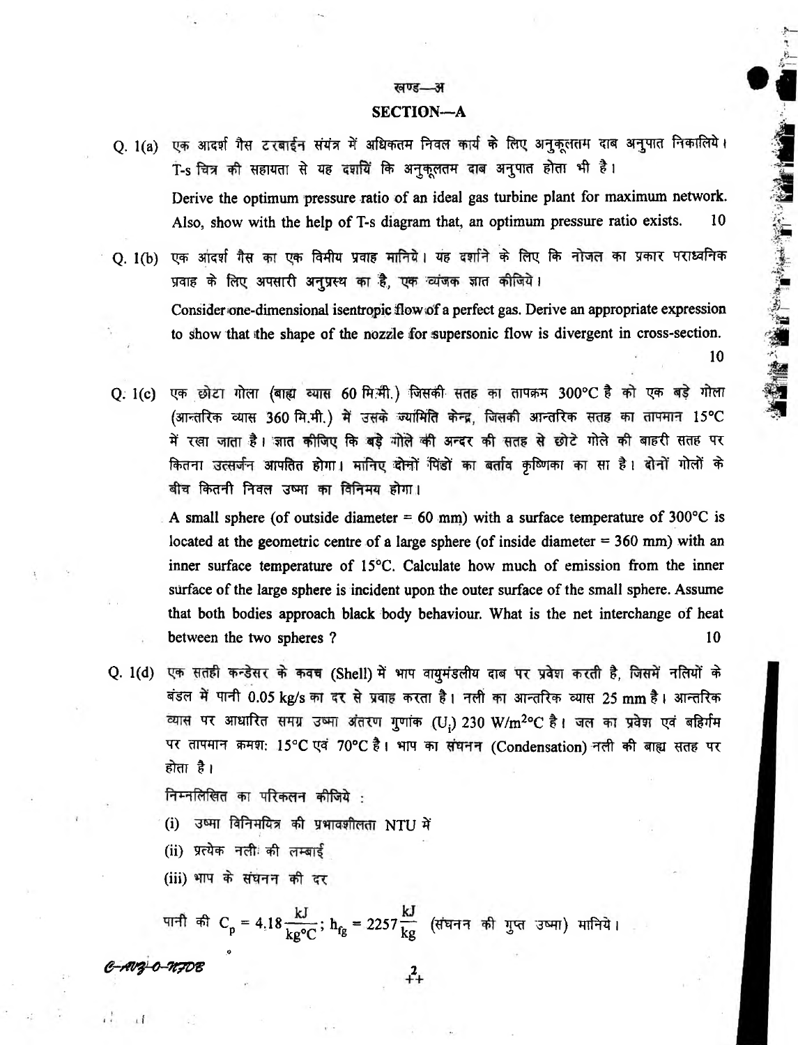## खण्ड—अ

## SECTION—A

Q. 1(a) एक आदर्श गैस टरबाईन संयंत्र में अधिकतम निवल कार्य के लिए अनुकूलतम दाब अनुपात निकालिये। T-s चित्र की सहायता से यह दर्शायें कि अनुकूलतम दाब अनुपात होता भी है।

Derive the optimum pressure ratio of an ideal gas turbine plant for maximum network. Also, show with the help of T-s diagram that, an optimum pressure ratio exists. 10

Q. 1(b) एक आदर्श गैस का एक विमीय प्रवाह मानिये। यह दर्शाने के लिए कि नोजल का प्रकार पराध्वनिक प्रवाह के लिए अपसारी अनुप्रस्थ का है, एक व्यंजक ज्ञात कीजिये।

Consider one-dimensional isentropic flow of a perfect gas. Derive an appropriate expression to show that the shape of the nozzle for supersonic flow is divergent in cross-section. 10

Q. 1(c) एक छोटा गोला (बाह्य व्यास 60 मि.मी.) जिसकी सतह का तापक्रम 300°C है को एक बड़े गोला (आन्तरिक व्यास 360 मि.मी.) में उसके ज्यामिति केन्द्र, जिसकी आन्तरिक सतह का तापमान 15°C में रखा जाता है। ज्ञात कीजिए कि बड़े गोले की अन्दर की सतह से छोटे गोले की बाहरी सतह पर कितना उत्सर्जन आपतित होगा। मानिए दोनों पिंडों का बर्ताव कृष्णिका का सा है। दोनों गोलों के बीच कितनी निवल उष्मा का विनिमय होगा।

A small sphere (of outside diameter = 60 mm) with a surface temperature of 300°C is located at the geometric centre of a large sphere (of inside diameter = 360 mm) with an inner surface temperature of 15°C. Calculate how much of emission from the inner surface of the large sphere is incident upon the outer surface of the small sphere. Assume that both bodies approach black body behaviour. What is the net interchange of heat between the two spheres? 10

Q. 1(d) एक सतही कन्डेसर के कवच (Shell) में भाप वायुमंडलीय दाब पर प्रवेश करती है, जिसमें नलियों के बंडल में पानी 0.05 kg/s का दर से प्रवाह करता है। नली का आन्तरिक व्यास 25 mm है। आन्तरिक व्यास पर आधारित समग्र उष्मा अंतरण गुणांक ($U_i$) 230 W/m²°C है। जल का प्रवेश एवं बहिर्गम पर तापमान क्रमश: 15°C एवं 70°C है। भाप का संघनन (Condensation) नली की बाह्य सतह पर होता है।

निम्नलिखित का परिकलन कीजिये :

(i) उष्मा विनिमयित्र की प्रभावशीलता NTU में

(ii) प्रत्येक नली की लम्बाई

(iii) भाप के संघनन की दर

पानी की $C_p = 4.18 \frac{kJ}{kg°C}$; $h_{fg} = 2257 \frac{kJ}{kg}$ (संघनन की गुप्त उष्मा) मानिये।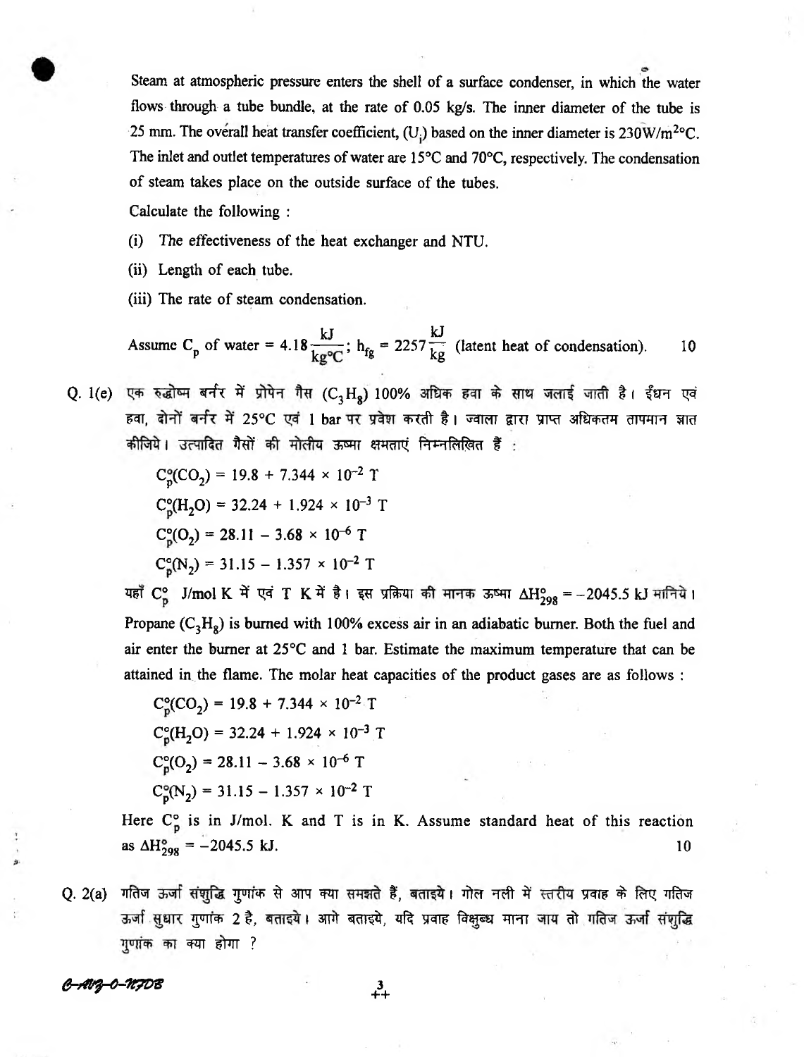Steam at atmospheric pressure enters the shell of a surface condenser, in which the water flows through a tube bundle, at the rate of 0.05 kg/s. The inner diameter of the tube is 25 mm. The overall heat transfer coefficient, ($U_i$) based on the inner diameter is $230 W/m^2°C$. The inlet and outlet temperatures of water are 15°C and 70°C, respectively. The condensation of steam takes place on the outside surface of the tubes.

Calculate the following :

(i) The effectiveness of the heat exchanger and NTU.

(ii) Length of each tube.

(iii) The rate of steam condensation.

Assume $C_p$ of water = $4.18 \frac{kJ}{kg°C}$; $h_{fg} = 2257 \frac{kJ}{kg}$ (latent heat of condensation). 10

Q. 1(e) एक रुद्धोष्म बर्नर में प्रोपेन गैस ($C_3H_8$) 100% अधिक हवा के साथ जलाई जाती है। ईंधन एवं हवा, दोनों बर्नर में 25°C एवं 1 bar पर प्रवेश करती है। ज्वाला द्वारा प्राप्त अधिकतम तापमान ज्ञात कीजिये। उत्पादित गैसों की मोलीय ऊष्मा क्षमताएं निम्नलिखित हैं :

$C_p^\circ(CO_2) = 19.8 + 7.344 \times 10^{-2}\ T$

$C_p^\circ(H_2O) = 32.24 + 1.924 \times 10^{-3}\ T$

$C_p^\circ(O_2) = 28.11 - 3.68 \times 10^{-6}\ T$

$C_p^\circ(N_2) = 31.15 - 1.357 \times 10^{-2}\ T$

यहाँ $C_p^\circ$ J/mol K में एवं T K में है। इस प्रक्रिया की मानक ऊष्मा $\Delta H_{298}^\circ = -2045.5$ kJ मानिये।

Propane ($C_3H_8$) is burned with 100% excess air in an adiabatic burner. Both the fuel and air enter the burner at 25°C and 1 bar. Estimate the maximum temperature that can be attained in the flame. The molar heat capacities of the product gases are as follows :

$C_p^\circ(CO_2) = 19.8 + 7.344 \times 10^{-2}\ T$

$C_p^\circ(H_2O) = 32.24 + 1.924 \times 10^{-3}\ T$

$C_p^\circ(O_2) = 28.11 - 3.68 \times 10^{-6}\ T$

$C_p^\circ(N_2) = 31.15 - 1.357 \times 10^{-2}\ T$

Here $C_p^\circ$ is in J/mol. K and T is in K. Assume standard heat of this reaction as $\Delta H_{298}^\circ = -2045.5$ kJ. 10

Q. 2(a) गतिज ऊर्जा संशुद्धि गुणांक से आप क्या समझते हैं, बताइये। गोल नली में स्तरीय प्रवाह के लिए गतिज ऊर्जा सुधार गुणांक 2 है, बताइये। आगे बताइये, यदि प्रवाह विक्षुब्ध माना जाय तो गतिज ऊर्जा संशुद्धि गुणांक का क्या होगा ?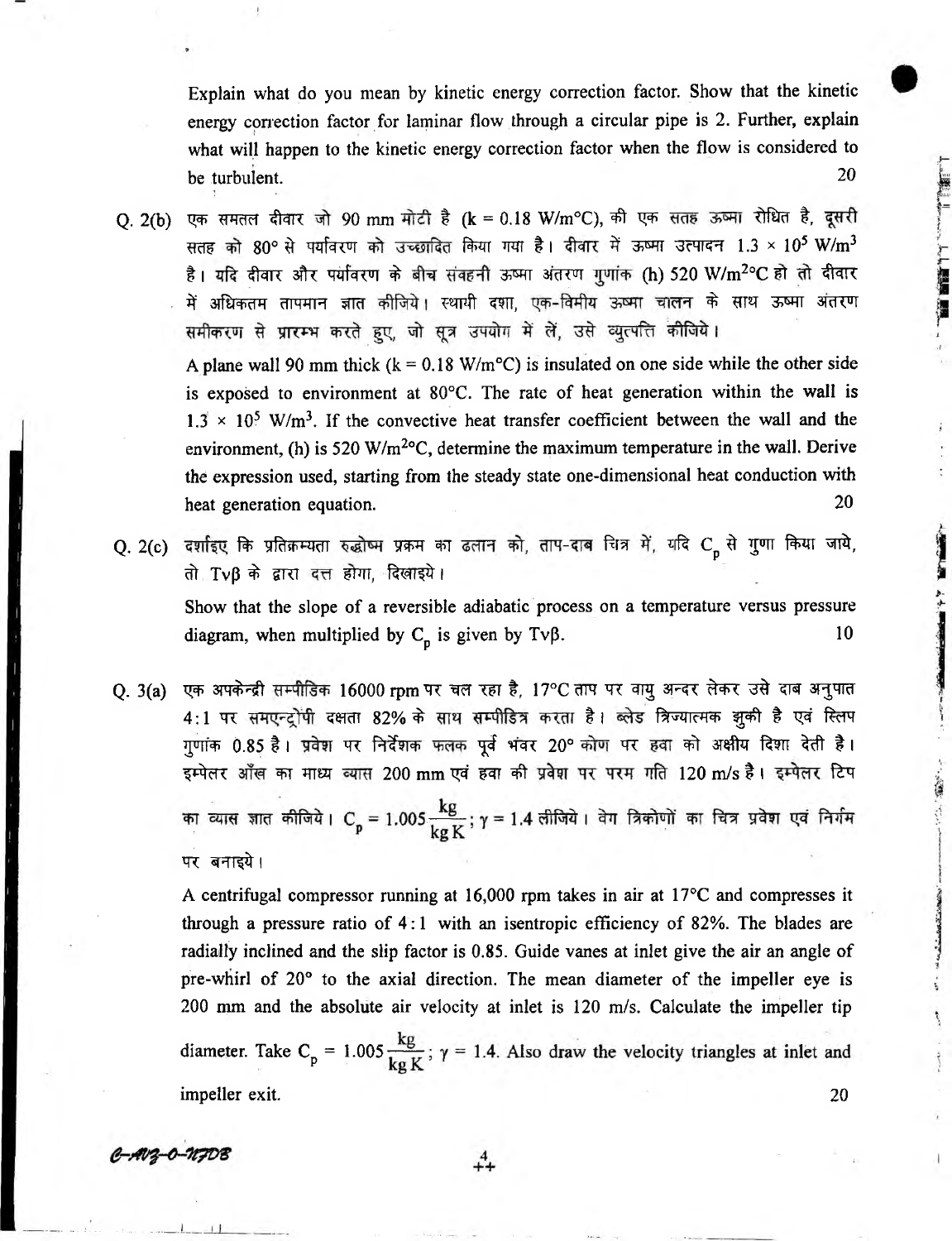Explain what do you mean by kinetic energy correction factor. Show that the kinetic energy correction factor for laminar flow through a circular pipe is 2. Further, explain what will happen to the kinetic energy correction factor when the flow is considered to be turbulent. 20

Q. 2(b) एक समतल दीवार जो 90 mm मोटी है (k = 0.18 W/m°C), की एक सतह ऊष्मा रोधित है, दूसरी सतह को 80° से पर्यावरण को उच्छादित किया गया है। दीवार में ऊष्मा उत्पादन $1.3 \times 10^5$ W/m$^3$ है। यदि दीवार और पर्यावरण के बीच संवहनी ऊष्मा अंतरण गुणांक (h) 520 W/m$^2$°C हो तो दीवार में अधिकतम तापमान ज्ञात कीजिये। स्थायी दशा, एक-विमीय ऊष्मा चालन के साथ ऊष्मा अंतरण समीकरण से प्रारम्भ करते हुए, जो सूत्र उपयोग में लें, उसे व्युत्पत्ति कीजिये।

A plane wall 90 mm thick (k = 0.18 W/m°C) is insulated on one side while the other side is exposed to environment at 80°C. The rate of heat generation within the wall is $1.3 \times 10^5$ W/m$^3$. If the convective heat transfer coefficient between the wall and the environment, (h) is 520 W/m$^2$°C, determine the maximum temperature in the wall. Derive the expression used, starting from the steady state one-dimensional heat conduction with heat generation equation. 20

Q. 2(c) दर्शाइए कि प्रतिक्रम्यता रुद्धोष्म प्रक्रम का ढलान को, ताप-दाब चित्र में, यदि $C_p$ से गुणा किया जाये, तो $Tv\beta$ के द्वारा दत्त होगा, दिखाइये।

Show that the slope of a reversible adiabatic process on a temperature versus pressure diagram, when multiplied by $C_p$ is given by $Tv\beta$. 10

Q. 3(a) एक अपकेन्द्री सम्पीडिक 16000 rpm पर चल रहा है, 17°C ताप पर वायु अन्दर लेकर उसे दाब अनुपात 4 : 1 पर समएन्ट्रोपी दक्षता 82% के साथ सम्पीडित्र करता है। ब्लेड त्रिज्यात्मक झुकी है एवं स्लिप गुणांक 0.85 है। प्रवेश पर निर्देशक फलक पूर्व भंवर 20° कोण पर हवा को अक्षीय दिशा देती है। इम्पेलर आँख का माध्य व्यास 200 mm एवं हवा की प्रवेश पर परम गति 120 m/s है। इम्पेलर टिप का व्यास ज्ञात कीजिये। $C_p = 1.005 \frac{kg}{kg\,K}$; $\gamma = 1.4$ लीजिये। वेग त्रिकोणों का चित्र प्रवेश एवं निर्गम पर बनाइये।

A centrifugal compressor running at 16,000 rpm takes in air at 17°C and compresses it through a pressure ratio of 4 : 1 with an isentropic efficiency of 82%. The blades are radially inclined and the slip factor is 0.85. Guide vanes at inlet give the air an angle of pre-whirl of 20° to the axial direction. The mean diameter of the impeller eye is 200 mm and the absolute air velocity at inlet is 120 m/s. Calculate the impeller tip diameter. Take $C_p = 1.005 \frac{kg}{kg\,K}$; $\gamma = 1.4$. Also draw the velocity triangles at inlet and impeller exit. 20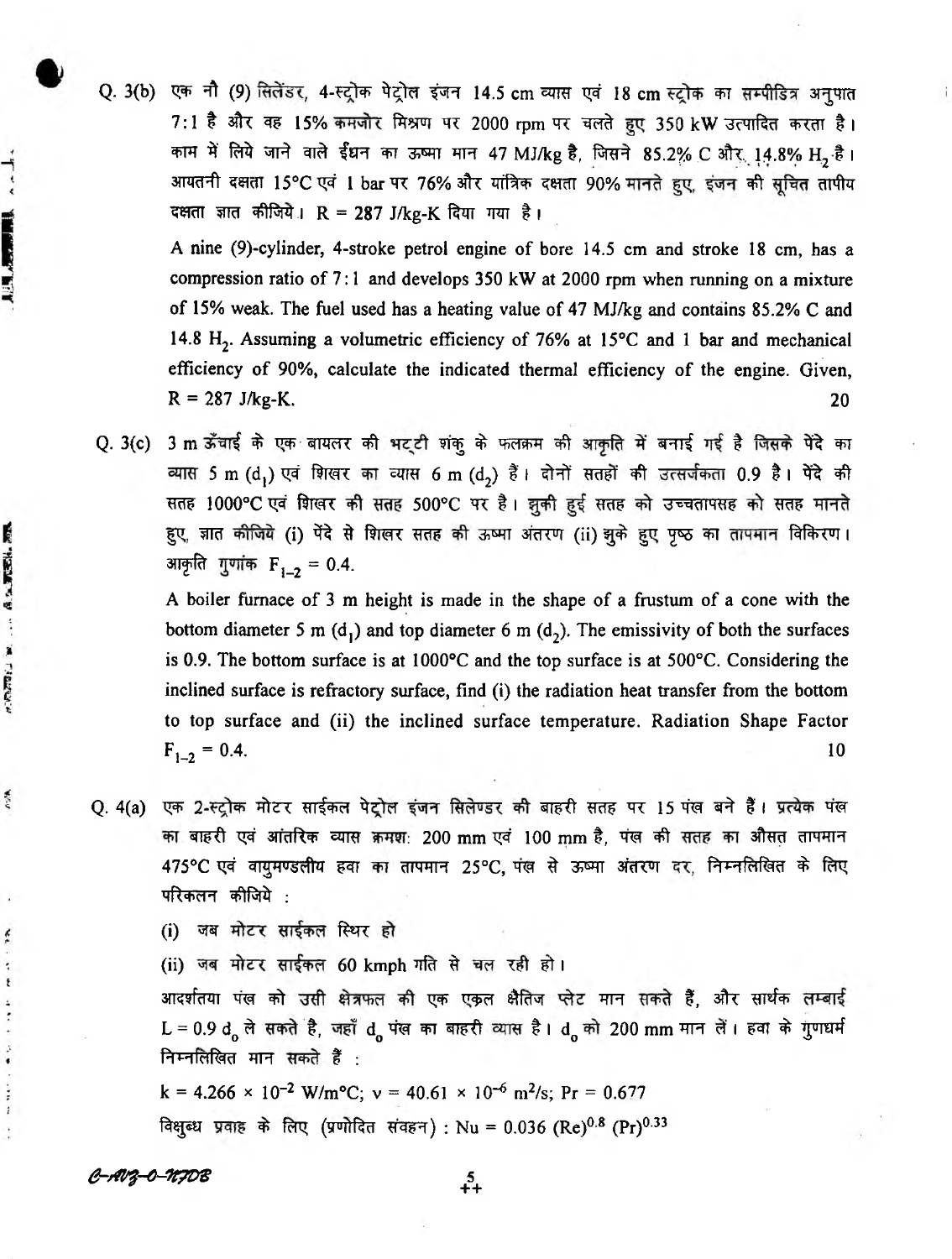Q. 3(b) एक नौ (9) सिलेंडर, 4-स्ट्रोक पेट्रोल इंजन 14.5 cm व्यास एवं 18 cm स्ट्रोक का सम्पीडित्र अनुपात 7 : 1 है और वह 15% कमजोर मिश्रण पर 2000 rpm पर चलते हुए 350 kW उत्पादित करता है। काम में लिये जाने वाले ईंधन का ऊष्मा मान 47 MJ/kg है, जिसमें 85.2% C और 14.8% $H_2$ है। आयतनी दक्षता 15°C एवं 1 bar पर 76% और यांत्रिक दक्षता 90% मानते हुए, इंजन की सूचित तापीय दक्षता ज्ञात कीजिये। R = 287 J/kg-K दिया गया है।

A nine (9)-cylinder, 4-stroke petrol engine of bore 14.5 cm and stroke 18 cm, has a compression ratio of 7 : 1 and develops 350 kW at 2000 rpm when running on a mixture of 15% weak. The fuel used has a heating value of 47 MJ/kg and contains 85.2% C and 14.8 $H_2$. Assuming a volumetric efficiency of 76% at 15°C and 1 bar and mechanical efficiency of 90%, calculate the indicated thermal efficiency of the engine. Given, R = 287 J/kg-K. 20

Q. 3(c) 3 m ऊँचाई के एक बायलर की भट्टी शंकु के फलक्रम की आकृति में बनाई गई है जिसके पेंदे का व्यास 5 m ($d_1$) एवं शिखर का व्यास 6 m ($d_2$) हैं। दोनों सतहों की उत्सर्जकता 0.9 है। पेंदे की सतह 1000°C एवं शिखर की सतह 500°C पर है। झुकी हुई सतह को उच्चतापसह को सतह मानते हुए, ज्ञात कीजिये (i) पेंदे से शिखर सतह की ऊष्मा अंतरण (ii) झुके हुए पृष्ठ का तापमान विकिरण। आकृति गुणांक $F_{1-2} = 0.4$.

A boiler furnace of 3 m height is made in the shape of a frustum of a cone with the bottom diameter 5 m ($d_1$) and top diameter 6 m ($d_2$). The emissivity of both the surfaces is 0.9. The bottom surface is at 1000°C and the top surface is at 500°C. Considering the inclined surface is refractory surface, find (i) the radiation heat transfer from the bottom to top surface and (ii) the inclined surface temperature. Radiation Shape Factor $F_{1-2} = 0.4$. 10

Q. 4(a) एक 2-स्ट्रोक मोटर साईकल पेट्रोल इंजन सिलेण्डर की बाहरी सतह पर 15 पंख बने हैं। प्रत्येक पंख का बाहरी एवं आंतरिक व्यास क्रमशः 200 mm एवं 100 mm है, पंख की सतह का औसत तापमान 475°C एवं वायुमण्डलीय हवा का तापमान 25°C, पंख से ऊष्मा अंतरण दर, निम्नलिखित के लिए परिकलन कीजिये :

(i) जब मोटर साईकल स्थिर हो

(ii) जब मोटर साईकल 60 kmph गति से चल रही हो।

आदर्शतया पंख को उसी क्षेत्रफल की एक एकल क्षैतिज प्लेट मान सकते हैं, और सार्थक लम्बाई $L = 0.9\, d_o$ ले सकते है, जहाँ $d_o$ पंख का बाहरी व्यास है। $d_o$ को 200 mm मान लें। हवा के गुणधर्म निम्नलिखित मान सकते हैं :

$k = 4.266 \times 10^{-2}$ W/m°C; $\nu = 40.61 \times 10^{-6}$ m²/s; Pr = 0.677

विक्षुब्ध प्रवाह के लिए (प्रणोदित संवहन) : $Nu = 0.036\, (Re)^{0.8}\, (Pr)^{0.33}$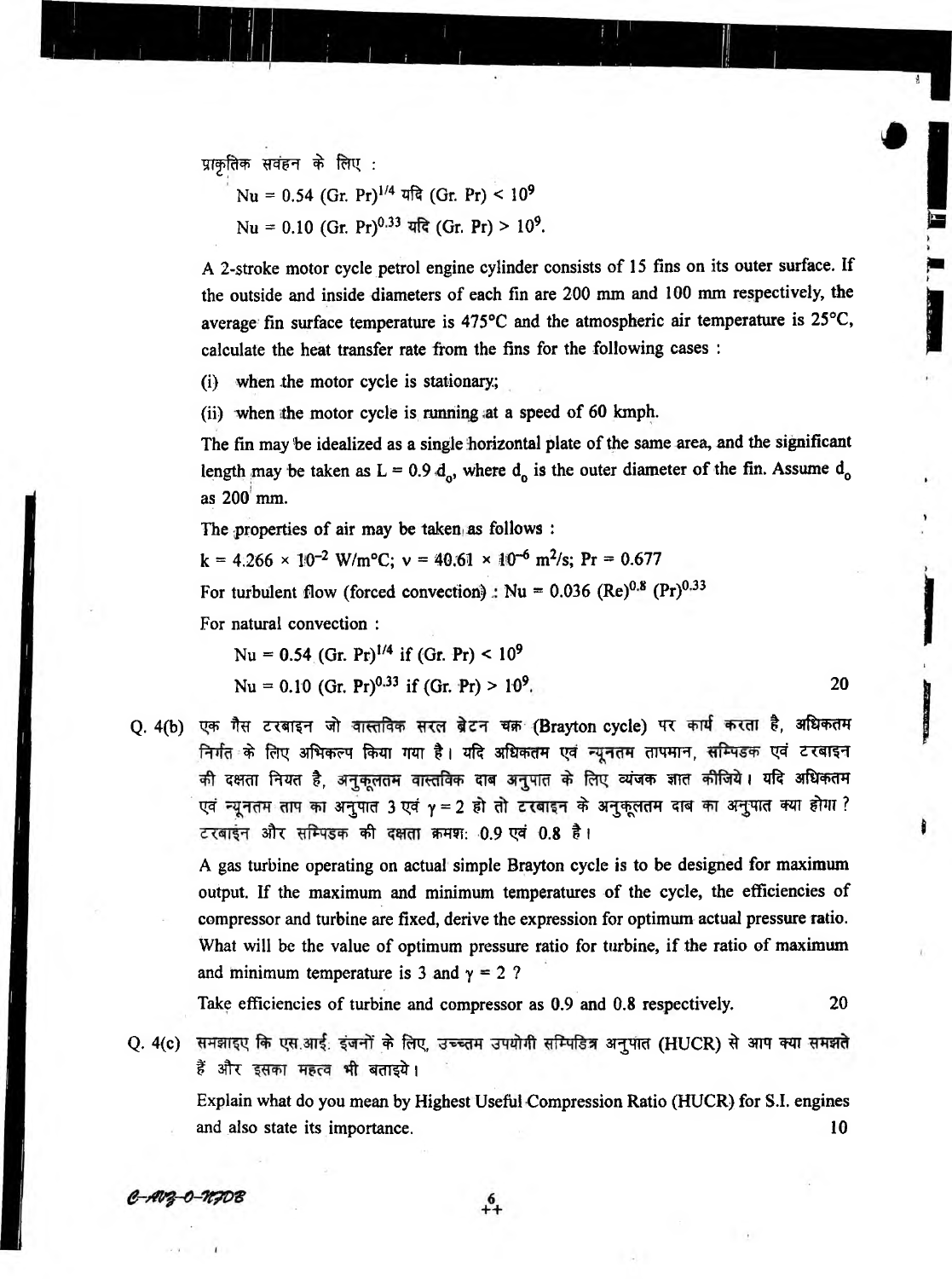प्राकृतिक संवहन के लिए :

$Nu = 0.54\ (Gr.\ Pr)^{1/4}$ यदि $(Gr.\ Pr) < 10^9$

$Nu = 0.10\ (Gr.\ Pr)^{0.33}$ यदि $(Gr.\ Pr) > 10^9$.

A 2-stroke motor cycle petrol engine cylinder consists of 15 fins on its outer surface. If the outside and inside diameters of each fin are 200 mm and 100 mm respectively, the average fin surface temperature is 475°C and the atmospheric air temperature is 25°C, calculate the heat transfer rate from the fins for the following cases :

(i) when the motor cycle is stationary;

(ii) when the motor cycle is running at a speed of 60 kmph.

The fin may be idealized as a single horizontal plate of the same area, and the significant length may be taken as $L = 0.9\ d_o$, where $d_o$ is the outer diameter of the fin. Assume $d_o$ as 200 mm.

The properties of air may be taken as follows :

$k = 4.266 \times 10^{-2}$ W/m°C; $\nu = 40.61 \times 10^{-6}$ m²/s; $Pr = 0.677$

For turbulent flow (forced convection) : $Nu = 0.036\ (Re)^{0.8}\ (Pr)^{0.33}$

For natural convection :

$Nu = 0.54\ (Gr.\ Pr)^{1/4}$ if $(Gr.\ Pr) < 10^9$

$Nu = 0.10\ (Gr.\ Pr)^{0.33}$ if $(Gr.\ Pr) > 10^9$. 20

**Q. 4(b)** एक गैस टरबाइन जो वास्तविक सरल ब्रेटन चक्र (Brayton cycle) पर कार्य करता है, अधिकतम निर्गत के लिए अभिकल्प किया गया है। यदि अधिकतम एवं न्यूनतम तापमान, सम्पिडक एवं टरबाइन की दक्षता नियत है, अनुकूलतम वास्तविक दाब अनुपात के लिए व्यंजक ज्ञात कीजिये। यदि अधिकतम एवं न्यूनतम ताप का अनुपात 3 एवं $\gamma = 2$ हो तो टरबाइन के अनुकूलतम दाब का अनुपात क्या होगा ? टरबाइन और सम्पिडक की दक्षता क्रमशः 0.9 एवं 0.8 है।

A gas turbine operating on actual simple Brayton cycle is to be designed for maximum output. If the maximum and minimum temperatures of the cycle, the efficiencies of compressor and turbine are fixed, derive the expression for optimum actual pressure ratio. What will be the value of optimum pressure ratio for turbine, if the ratio of maximum and minimum temperature is 3 and $\gamma = 2$ ?

Take efficiencies of turbine and compressor as 0.9 and 0.8 respectively. 20

**Q. 4(c)** समझाइए कि एस.आई. इंजनों के लिए, उच्चतम उपयोगी सम्पिडित्र अनुपात (HUCR) से आप क्या समझते हैं और इसका महत्व भी बताइये।

Explain what do you mean by Highest Useful Compression Ratio (HUCR) for S.I. engines and also state its importance. 10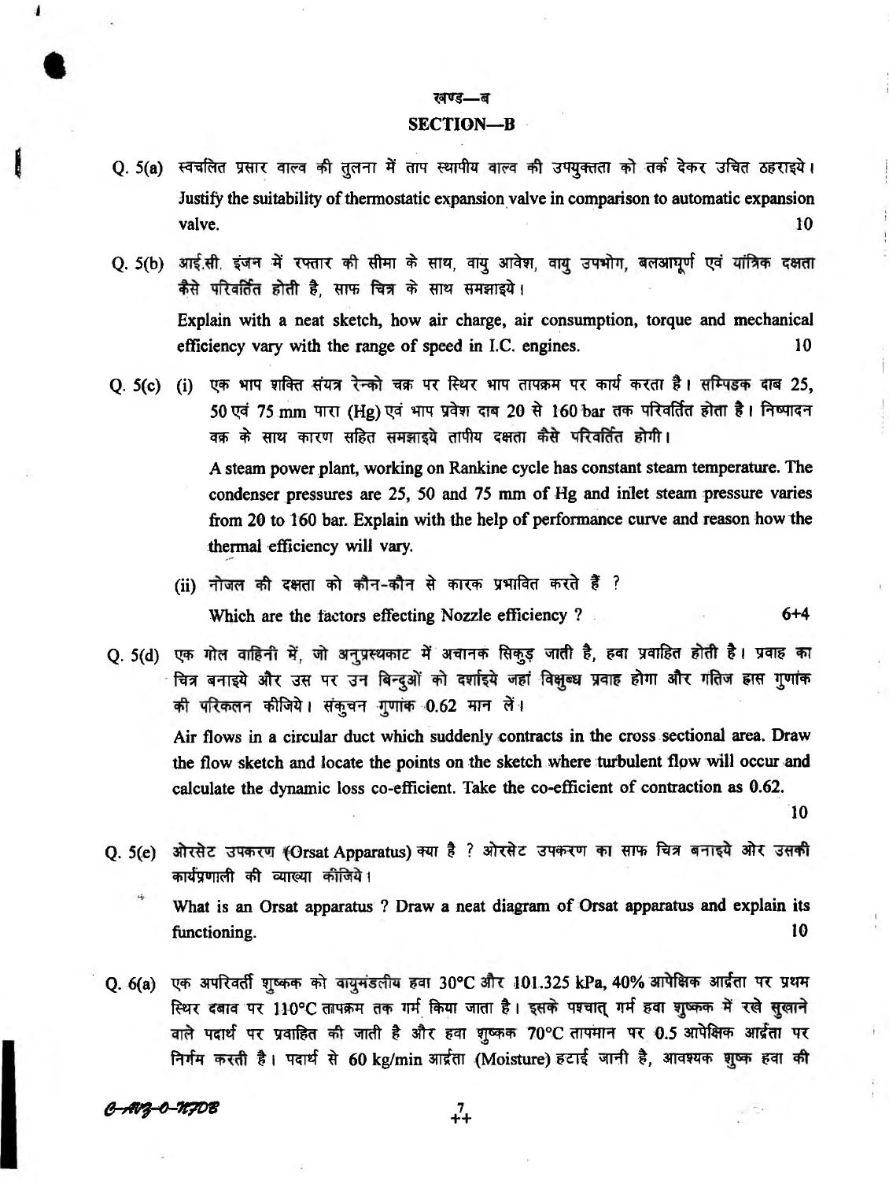## खण्ड—ब

## SECTION—B

Q. 5(a) स्वचलित प्रसार वाल्व की तुलना में ताप स्थापीय वाल्व की उपयुक्तता को तर्क देकर उचित ठहराइये।

Justify the suitability of thermostatic expansion valve in comparison to automatic expansion valve. 10

Q. 5(b) आई.सी. इंजन में रफ्तार की सीमा के साथ, वायु आवेश, वायु उपभोग, बलआघूर्ण एवं यांत्रिक दक्षता कैसे परिवर्तित होती है, साफ चित्र के साथ समझाइये।

Explain with a neat sketch, how air charge, air consumption, torque and mechanical efficiency vary with the range of speed in I.C. engines. 10

Q. 5(c) (i) एक भाप शक्ति संयंत्र रेन्को चक्र पर स्थिर भाप तापक्रम पर कार्य करता है। सम्पिडक दाब 25, 50 एवं 75 mm पारा (Hg) एवं भाप प्रवेश दाब 20 से 160 bar तक परिवर्तित होता है। निष्पादन वक्र के साथ कारण सहित समझाइये तापीय दक्षता कैसे परिवर्तित होगी।

A steam power plant, working on Rankine cycle has constant steam temperature. The condenser pressures are 25, 50 and 75 mm of Hg and inlet steam pressure varies from 20 to 160 bar. Explain with the help of performance curve and reason how the thermal efficiency will vary.

(ii) नोजल की दक्षता को कौन-कौन से कारक प्रभावित करते हैं ?

Which are the factors effecting Nozzle efficiency ? 6+4

Q. 5(d) एक गोल वाहिनी में, जो अनुप्रस्थकाट में अचानक सिकुड़ जाती है, हवा प्रवाहित होती है। प्रवाह का चित्र बनाइये और उस पर उन बिन्दुओं को दर्शाइये जहां विक्षुब्ध प्रवाह होगा और गतिज ह्रास गुणांक की परिकलन कीजिये। संकुचन गुणांक 0.62 मान लें।

Air flows in a circular duct which suddenly contracts in the cross sectional area. Draw the flow sketch and locate the points on the sketch where turbulent flow will occur and calculate the dynamic loss co-efficient. Take the co-efficient of contraction as 0.62.

10

Q. 5(e) ओरसेट उपकरण (Orsat Apparatus) क्या है ? ओरसेट उपकरण का साफ चित्र बनाइये ओर उसकी कार्यप्रणाली की व्याख्या कीजिये।

What is an Orsat apparatus ? Draw a neat diagram of Orsat apparatus and explain its functioning. 10

Q. 6(a) एक अपरिवर्ती शुष्कक को वायुमंडलीय हवा 30°C और 101.325 kPa, 40% आपेक्षिक आर्द्रता पर प्रथम स्थिर दबाव पर 110°C तापक्रम तक गर्म किया जाता है। इसके पश्चात् गर्म हवा शुष्कक में रखे सुखाने वाले पदार्थ पर प्रवाहित की जाती है और हवा शुष्कक 70°C तापमान पर 0.5 आपेक्षिक आर्द्रता पर निर्गम करती है। पदार्थ से 60 kg/min आर्द्रता (Moisture) हटाई जानी है, आवश्यक शुष्क हवा की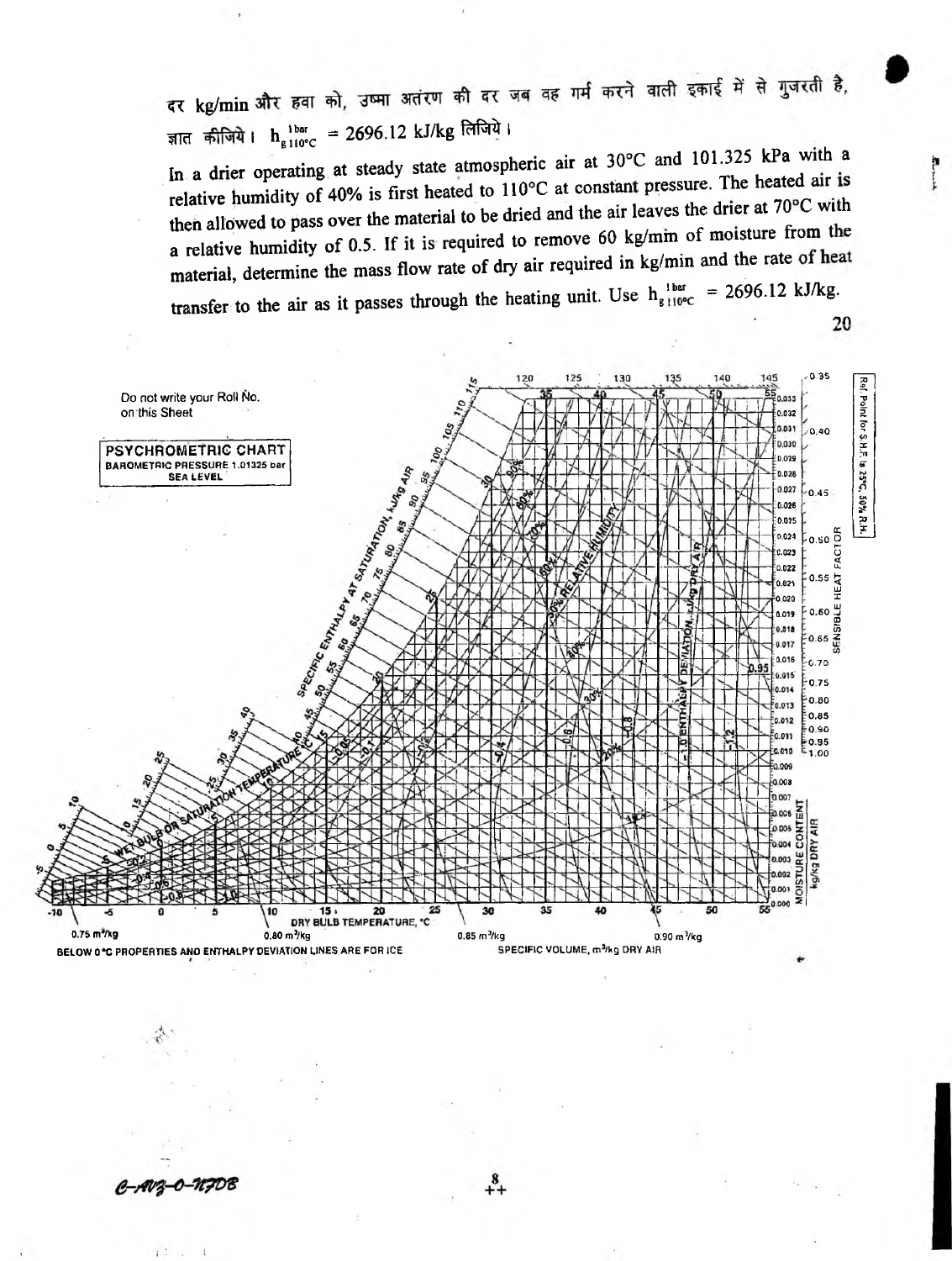दर kg/min और हवा को, उष्मा अंतरण की दर जब वह गर्म करने वाली इकाई में से गुजरती है, ज्ञात कीजिये। $h_{g\,110°C}^{1\,bar} = 2696.12$ kJ/kg लिजिये।

In a drier operating at steady state atmospheric air at 30°C and 101.325 kPa with a relative humidity of 40% is first heated to 110°C at constant pressure. The heated air is then allowed to pass over the material to be dried and the air leaves the drier at 70°C with a relative humidity of 0.5. If it is required to remove 60 kg/min of moisture from the material, determine the mass flow rate of dry air required in kg/min and the rate of heat transfer to the air as it passes through the heating unit. Use $h_{g\,110°C}^{1\,bar} = 2696.12$ kJ/kg.

20

Do not write your Roll No. on this Sheet

**PSYCHROMETRIC CHART**
BAROMETRIC PRESSURE 1.01325 bar
SEA LEVEL

BELOW 0 °C PROPERTIES AND ENTHALPY DEVIATION LINES ARE FOR ICE

C-AVZ-O-NFDB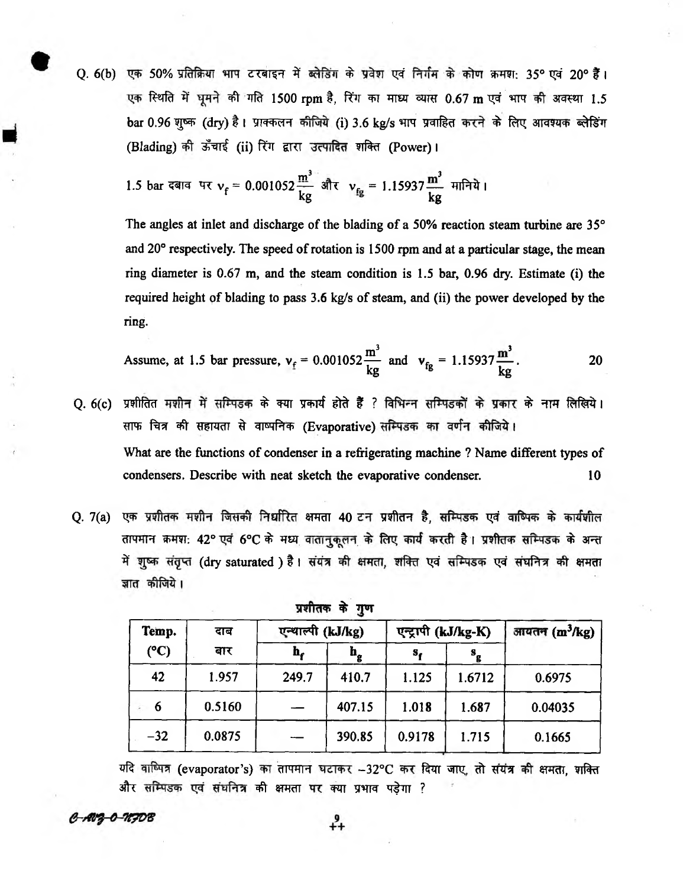Q. 6(b) एक 50% प्रतिक्रिया भाप टरबाइन में ब्लेडिंग के प्रवेश एवं निर्गम के कोण क्रमशः 35° एवं 20° हैं। एक स्थिति में घूमने की गति 1500 rpm है, रिंग का माध्य व्यास 0.67 m एवं भाप की अवस्था 1.5 bar 0.96 शुष्क (dry) है। प्राक्कलन कीजिये (i) 3.6 kg/s भाप प्रवाहित करने के लिए आवश्यक ब्लेडिंग (Blading) की ऊँचाई (ii) रिंग द्वारा उत्पादित शक्ति (Power)।

1.5 bar दबाव पर $v_f = 0.001052 \frac{m^3}{kg}$ और $v_{fg} = 1.15937 \frac{m^3}{kg}$ मानिये।

The angles at inlet and discharge of the blading of a 50% reaction steam turbine are 35° and 20° respectively. The speed of rotation is 1500 rpm and at a particular stage, the mean ring diameter is 0.67 m, and the steam condition is 1.5 bar, 0.96 dry. Estimate (i) the required height of blading to pass 3.6 kg/s of steam, and (ii) the power developed by the ring.

Assume, at 1.5 bar pressure, $v_f = 0.001052 \frac{m^3}{kg}$ and $v_{fg} = 1.15937 \frac{m^3}{kg}$. **20**

Q. 6(c) प्रशीतित मशीन में सम्पिडक के क्या प्रकार्य होते हैं ? विभिन्न सम्पिडकों के प्रकार के नाम लिखिये। साफ चित्र की सहायता से वाष्पनिक (Evaporative) सम्पिडक का वर्णन कीजिये।

What are the functions of condenser in a refrigerating machine ? Name different types of condensers. Describe with neat sketch the evaporative condenser. **10**

Q. 7(a) एक प्रशीतक मशीन जिसकी निर्धारित क्षमता 40 टन प्रशीतन है, सम्पिडक एवं वाष्पिक के कार्यशील तापमान क्रमशः 42° एवं 6°C के मध्य वातानुकूलन के लिए कार्य करती है। प्रशीतक सम्पिडक के अन्त में शुष्क संतृप्त (dry saturated) है। संयंत्र की क्षमता, शक्ति एवं सम्पिडक एवं संघनित्र की क्षमता ज्ञात कीजिये।

**प्रशीतक के गुण**

| Temp. (°C) | दाब बार | एन्थाल्पी (kJ/kg) | | एन्ट्रापी (kJ/kg-K) | | आयतन ($m^3$/kg) |
|---|---|---|---|---|---|---|
| | | $h_f$ | $h_g$ | $s_f$ | $s_g$ | |
| 42 | 1.957 | 249.7 | 410.7 | 1.125 | 1.6712 | 0.6975 |
| 6 | 0.5160 | — | 407.15 | 1.018 | 1.687 | 0.04035 |
| −32 | 0.0875 | — | 390.85 | 0.9178 | 1.715 | 0.1665 |

यदि वाष्पित्र (evaporator's) का तापमान घटाकर −32°C कर दिया जाए, तो संयंत्र की क्षमता, शक्ति और सम्पिडक एवं संघनित्र की क्षमता पर क्या प्रभाव पड़ेगा ?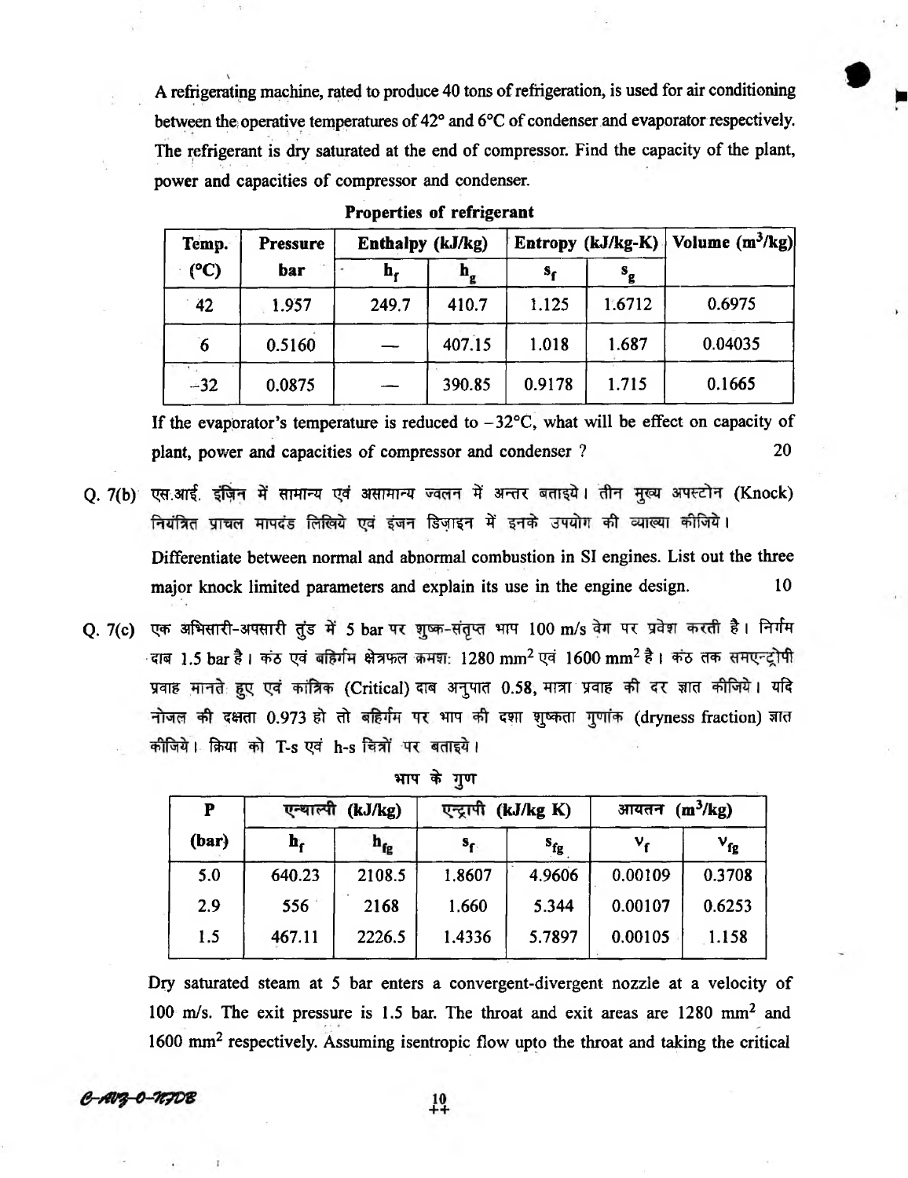A refrigerating machine, rated to produce 40 tons of refrigeration, is used for air conditioning between the operative temperatures of 42° and 6°C of condenser and evaporator respectively. The refrigerant is dry saturated at the end of compressor. Find the capacity of the plant, power and capacities of compressor and condenser.

**Properties of refrigerant**

| Temp. (°C) | Pressure bar | Enthalpy (kJ/kg) | | Entropy (kJ/kg-K) | | Volume ($m^3$/kg) |
|---|---|---|---|---|---|---|
| | | $h_f$ | $h_g$ | $s_f$ | $s_g$ | |
| 42 | 1.957 | 249.7 | 410.7 | 1.125 | 1.6712 | 0.6975 |
| 6 | 0.5160 | — | 407.15 | 1.018 | 1.687 | 0.04035 |
| −32 | 0.0875 | — | 390.85 | 0.9178 | 1.715 | 0.1665 |

If the evaporator's temperature is reduced to −32°C, what will be effect on capacity of plant, power and capacities of compressor and condenser? 20

Q. 7(b) एस.आई. इंजिन में सामान्य एवं असामान्य ज्वलन में अन्तर बताइये। तीन मुख्य अपस्टोन (Knock) नियंत्रित प्राचल मापदंड लिखिये एवं इंजन डिज़ाइन में इनके उपयोग की व्याख्या कीजिये।

Differentiate between normal and abnormal combustion in SI engines. List out the three major knock limited parameters and explain its use in the engine design. 10

Q. 7(c) एक अभिसारी-अपसारी तुंड में 5 bar पर शुष्क-संतृप्त भाप 100 m/s वेग पर प्रवेश करती है। निर्गम दाब 1.5 bar है। कंठ एवं बहिर्गम क्षेत्रफल क्रमशः 1280 mm² एवं 1600 mm² है। कंठ तक समएन्ट्रोपी प्रवाह मानते हुए एवं क्रांतिक (Critical) दाब अनुपात 0.58, मात्रा प्रवाह की दर ज्ञात कीजिये। यदि नोजल की दक्षता 0.973 हो तो बहिर्गम पर भाप की दशा शुष्कता गुणांक (dryness fraction) ज्ञात कीजिये। क्रिया को T-s एवं h-s चित्रों पर बताइये।

**भाप के गुण**

| P (bar) | एन्थाल्पी (kJ/kg) | | एन्ट्रापी (kJ/kg K) | | आयतन ($m^3$/kg) | |
|---|---|---|---|---|---|---|
| | $h_f$ | $h_{fg}$ | $s_f$ | $s_{fg}$ | $v_f$ | $v_{fg}$ |
| 5.0 | 640.23 | 2108.5 | 1.8607 | 4.9606 | 0.00109 | 0.3708 |
| 2.9 | 556 | 2168 | 1.660 | 5.344 | 0.00107 | 0.6253 |
| 1.5 | 467.11 | 2226.5 | 1.4336 | 5.7897 | 0.00105 | 1.158 |

Dry saturated steam at 5 bar enters a convergent-divergent nozzle at a velocity of 100 m/s. The exit pressure is 1.5 bar. The throat and exit areas are 1280 mm² and 1600 mm² respectively. Assuming isentropic flow upto the throat and taking the critical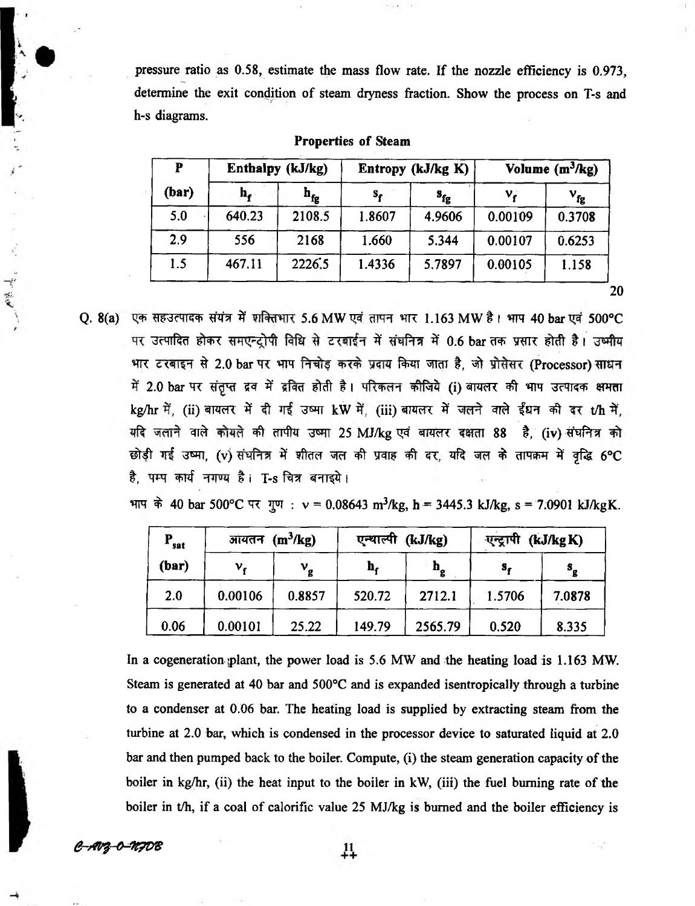pressure ratio as 0.58, estimate the mass flow rate. If the nozzle efficiency is 0.973, determine the exit condition of steam dryness fraction. Show the process on T-s and h-s diagrams.

**Properties of Steam**

| P (bar) | Enthalpy (kJ/kg) | | Entropy (kJ/kg K) | | Volume ($m^3$/kg) | |
|---|---|---|---|---|---|---|
| | $h_f$ | $h_{fg}$ | $s_f$ | $s_{fg}$ | $v_f$ | $v_{fg}$ |
| 5.0 | 640.23 | 2108.5 | 1.8607 | 4.9606 | 0.00109 | 0.3708 |
| 2.9 | 556 | 2168 | 1.660 | 5.344 | 0.00107 | 0.6253 |
| 1.5 | 467.11 | 2226.5 | 1.4336 | 5.7897 | 0.00105 | 1.158 |

20

Q. 8(a) एक सहउत्पादक संयंत्र में शक्तिभार 5.6 MW एवं तापन भार 1.163 MW है। भाप 40 bar एवं 500°C पर उत्पादित होकर समएन्ट्रोपी विधि से टरबाईन में संघनित्र में 0.6 bar तक प्रसार होती है। उष्मीय भार टरबाइन से 2.0 bar पर भाप निचोड़ करके प्रदाय किया जाता है, जो प्रोसेसर (Processor) साधन में 2.0 bar पर संतृप्त द्रव में द्रवित होती है। परिकलन कीजिये (i) बायलर की भाप उत्पादक क्षमता kg/hr में, (ii) बायलर में दी गई उष्मा kW में, (iii) बायलर में जलने वाले ईंधन की दर t/h में, यदि जलाने वाले कोयले की तापीय उष्मा 25 MJ/kg एवं बायलर दक्षता 88 है, (iv) संघनित्र को छोड़ी गई उष्मा, (v) संघनित्र में शीतल जल की प्रवाह की दर, यदि जल के तापक्रम में वृद्धि 6°C है, पम्प कार्य नगण्य है। T-s चित्र बनाइये।

भाप के 40 bar 500°C पर गुण : v = 0.08643 $m^3$/kg, h = 3445.3 kJ/kg, s = 7.0901 kJ/kgK.

| $P_{sat}$ (bar) | आयतन ($m^3$/kg) | | एन्थाल्पी (kJ/kg) | | एन्ट्रापी (kJ/kg K) | |
|---|---|---|---|---|---|---|
| | $v_f$ | $v_g$ | $h_f$ | $h_g$ | $s_f$ | $s_g$ |
| 2.0 | 0.00106 | 0.8857 | 520.72 | 2712.1 | 1.5706 | 7.0878 |
| 0.06 | 0.00101 | 25.22 | 149.79 | 2565.79 | 0.520 | 8.335 |

In a cogeneration plant, the power load is 5.6 MW and the heating load is 1.163 MW. Steam is generated at 40 bar and 500°C and is expanded isentropically through a turbine to a condenser at 0.06 bar. The heating load is supplied by extracting steam from the turbine at 2.0 bar, which is condensed in the processor device to saturated liquid at 2.0 bar and then pumped back to the boiler. Compute, (i) the steam generation capacity of the boiler in kg/hr, (ii) the heat input to the boiler in kW, (iii) the fuel burning rate of the boiler in t/h, if a coal of calorific value 25 MJ/kg is burned and the boiler efficiency is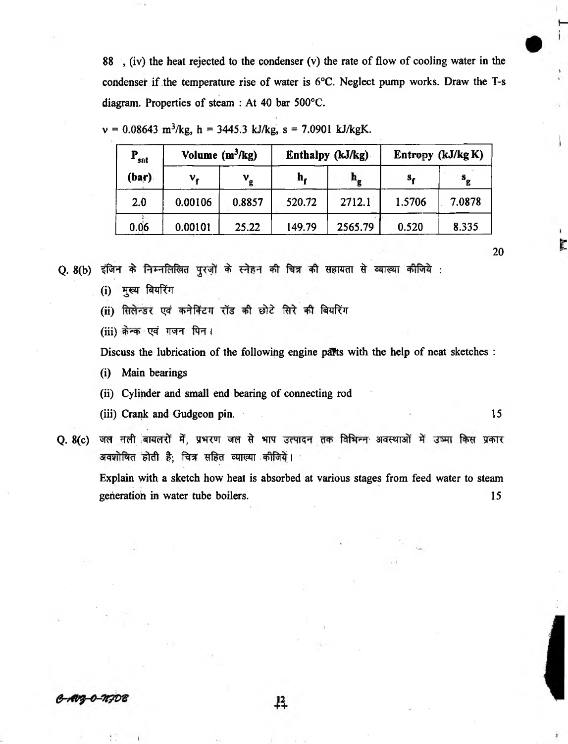88 , (iv) the heat rejected to the condenser (v) the rate of flow of cooling water in the condenser if the temperature rise of water is 6°C. Neglect pump works. Draw the T-s diagram. Properties of steam : At 40 bar 500°C.

$v = 0.08643$ m$^3$/kg, h = 3445.3 kJ/kg, s = 7.0901 kJ/kgK.

| $P_{sat}$ (bar) | Volume (m$^3$/kg) | | Enthalpy (kJ/kg) | | Entropy (kJ/kg K) | |
|---|---|---|---|---|---|---|
| | $v_f$ | $v_g$ | $h_f$ | $h_g$ | $s_f$ | $s_g$ |
| 2.0 | 0.00106 | 0.8857 | 520.72 | 2712.1 | 1.5706 | 7.0878 |
| 0.06 | 0.00101 | 25.22 | 149.79 | 2565.79 | 0.520 | 8.335 |

20

Q. 8(b) इंजिन के निम्नलिखित पुरज़ों के स्नेहन की चित्र की सहायता से व्याख्या कीजिये :

(i) मुख्य बियरिंग

(ii) सिलेन्डर एवं कनेक्टिंग रॉड की छोटे सिरे की बियरिंग

(iii) क्रेन्क एवं गजन पिन।

Discuss the lubrication of the following engine parts with the help of neat sketches :

(i) Main bearings

(ii) Cylinder and small end bearing of connecting rod

(iii) Crank and Gudgeon pin. 15

Q. 8(c) जल नली बायलरों में, प्रभरण जल से भाप उत्पादन तक विभिन्न अवस्थाओं में उष्मा किस प्रकार अवशोषित होती है, चित्र सहित व्याख्या कीजिये।

Explain with a sketch how heat is absorbed at various stages from feed water to steam generation in water tube boilers. 15